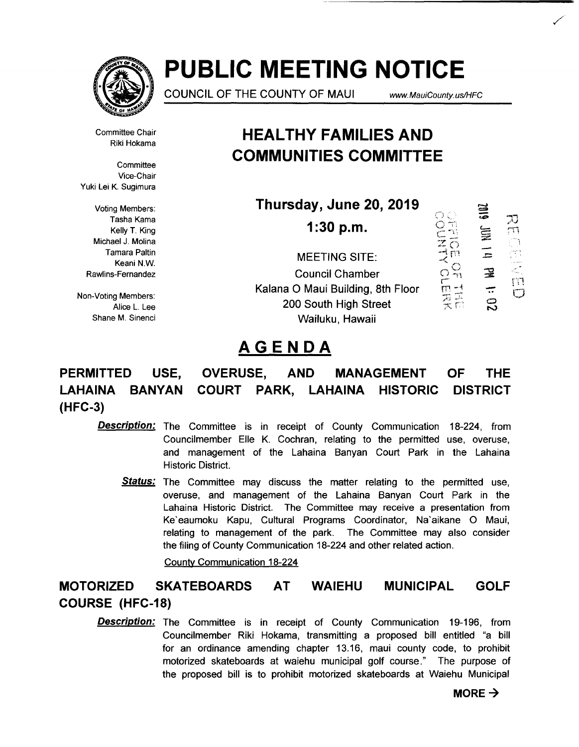# PUBLIC MEETING NOTICE

COUNCIL OF THE COUNTY OF MAUI www.MauiCounty.us/HFC

Committee Chair
Riki Hokama

Committee
Vice-Chair
Yuki Lei K. Sugimura

Voting Members:
Tasha Kama
Kelly T. King
Michael J. Molina
Tamara Paltin
Keani N.W.
Rawlins-Fernandez

Non-Voting Members:
Alice L. Lee
Shane M. Sinenci

## HEALTHY FAMILIES AND COMMUNITIES COMMITTEE

**Thursday, June 20, 2019**

**1:30 p.m.**

MEETING SITE:
Council Chamber
Kalana O Maui Building, 8th Floor
200 South High Street
Wailuku, Hawaii

2019 JUN 14 PM 1:02

OFFICE OF THE COUNTY CLERK

RECEIVED

## AGENDA

### PERMITTED USE, OVERUSE, AND MANAGEMENT OF THE LAHAINA BANYAN COURT PARK, LAHAINA HISTORIC DISTRICT (HFC-3)

***Description:*** The Committee is in receipt of County Communication 18-224, from Councilmember Elle K. Cochran, relating to the permitted use, overuse, and management of the Lahaina Banyan Court Park in the Lahaina Historic District.

***Status:*** The Committee may discuss the matter relating to the permitted use, overuse, and management of the Lahaina Banyan Court Park in the Lahaina Historic District. The Committee may receive a presentation from Ke`eaumoku Kapu, Cultural Programs Coordinator, Na`aikane O Maui, relating to management of the park. The Committee may also consider the filing of County Communication 18-224 and other related action.

County Communication 18-224

### MOTORIZED SKATEBOARDS AT WAIEHU MUNICIPAL GOLF COURSE (HFC-18)

***Description:*** The Committee is in receipt of County Communication 19-196, from Councilmember Riki Hokama, transmitting a proposed bill entitled "a bill for an ordinance amending chapter 13.16, maui county code, to prohibit motorized skateboards at waiehu municipal golf course." The purpose of the proposed bill is to prohibit motorized skateboards at Waiehu Municipal

**MORE →**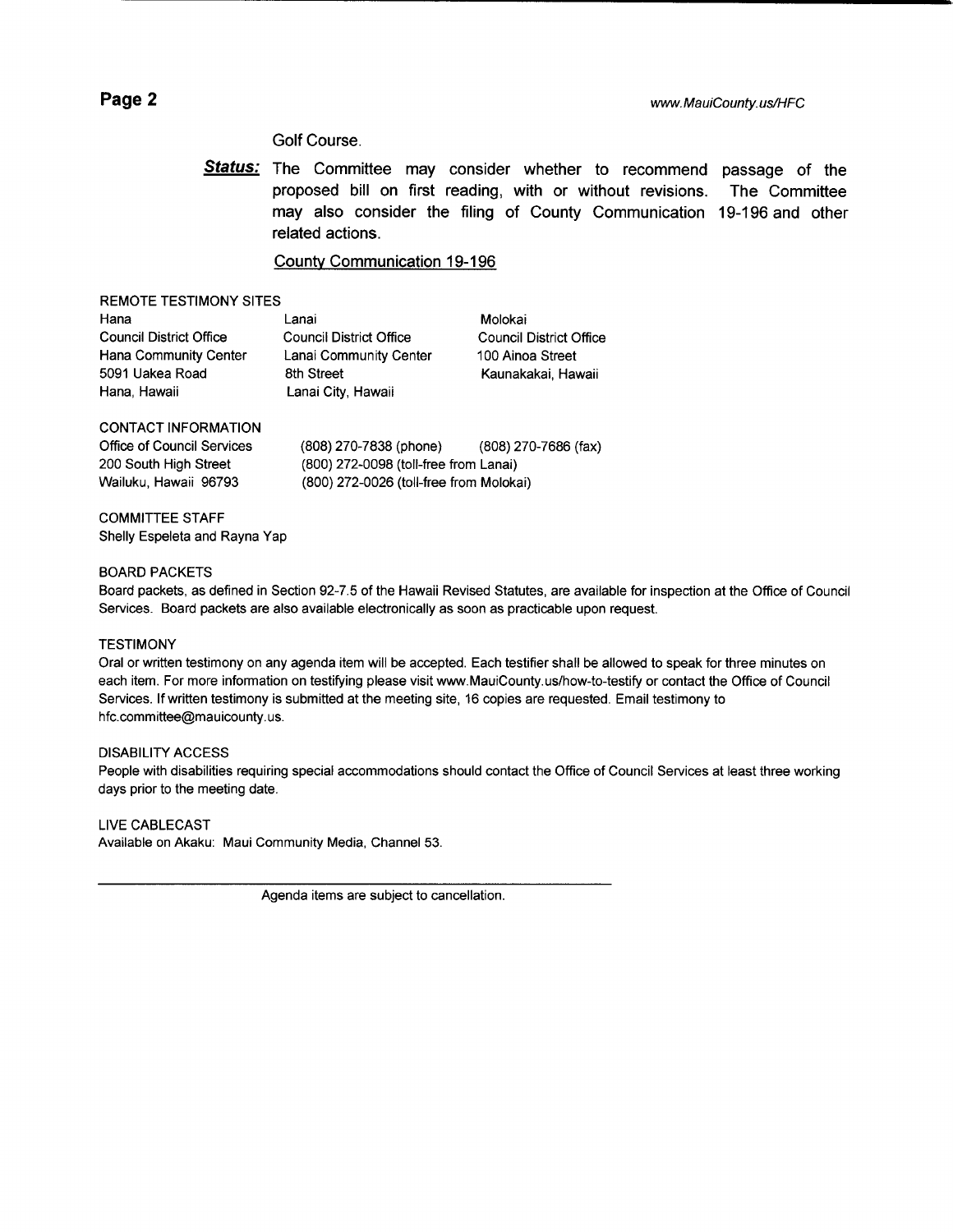Golf Course.

***Status:*** The Committee may consider whether to recommend passage of the proposed bill on first reading, with or without revisions. The Committee may also consider the filing of County Communication 19-196 and other related actions.

County Communication 19-196

REMOTE TESTIMONY SITES

| | | |
|---|---|---|
| Hana | Lanai | Molokai |
| Council District Office | Council District Office | Council District Office |
| Hana Community Center | Lanai Community Center | 100 Ainoa Street |
| 5091 Uakea Road | 8th Street | Kaunakakai, Hawaii |
| Hana, Hawaii | Lanai City, Hawaii | |

CONTACT INFORMATION

| | | |
|---|---|---|
| Office of Council Services | (808) 270-7838 (phone) | (808) 270-7686 (fax) |
| 200 South High Street | (800) 272-0098 (toll-free from Lanai) | |
| Wailuku, Hawaii 96793 | (800) 272-0026 (toll-free from Molokai) | |

COMMITTEE STAFF
Shelly Espeleta and Rayna Yap

BOARD PACKETS
Board packets, as defined in Section 92-7.5 of the Hawaii Revised Statutes, are available for inspection at the Office of Council Services. Board packets are also available electronically as soon as practicable upon request.

TESTIMONY
Oral or written testimony on any agenda item will be accepted. Each testifier shall be allowed to speak for three minutes on each item. For more information on testifying please visit www.MauiCounty.us/how-to-testify or contact the Office of Council Services. If written testimony is submitted at the meeting site, 16 copies are requested. Email testimony to hfc.committee@mauicounty.us.

DISABILITY ACCESS
People with disabilities requiring special accommodations should contact the Office of Council Services at least three working days prior to the meeting date.

LIVE CABLECAST
Available on Akaku: Maui Community Media, Channel 53.

---

Agenda items are subject to cancellation.